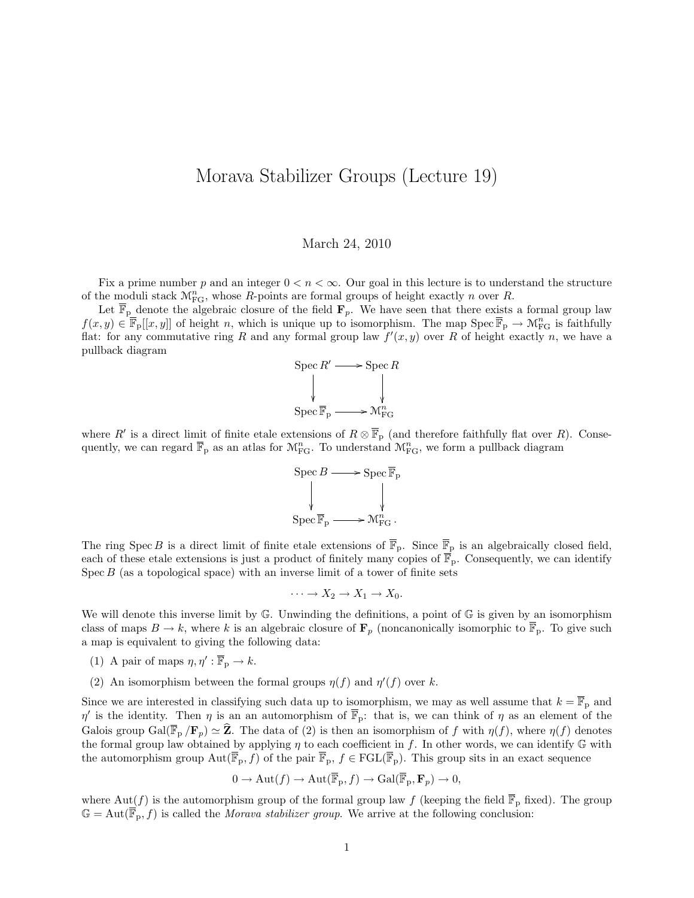#  Morava Stabilizer Groups (Lecture 19)

March 24, 2010

Fix a prime number $p$ and an integer $0 < n < \infty$. Our goal in this lecture is to understand the structure of the moduli stack $\mathcal{M}_{\mathrm{FG}}^n$, whose $R$-points are formal groups of height exactly $n$ over $R$.

Let $\overline{\mathbb{F}}_{\mathrm{p}}$ denote the algebraic closure of the field $\mathbf{F}_p$. We have seen that there exists a formal group law $f(x,y) \in \overline{\mathbb{F}}_{\mathrm{p}}[[x,y]]$ of height $n$, which is unique up to isomorphism. The map $\operatorname{Spec} \overline{\mathbb{F}}_{\mathrm{p}} \to \mathcal{M}_{\mathrm{FG}}^n$ is faithfully flat: for any commutative ring $R$ and any formal group law $f'(x,y)$ over $R$ of height exactly $n$, we have a pullback diagram

$$\begin{array}{ccc} \operatorname{Spec} R' & \longrightarrow & \operatorname{Spec} R \\ \downarrow & & \downarrow \\ \operatorname{Spec} \overline{\mathbb{F}}_{\mathrm{p}} & \longrightarrow & \mathcal{M}_{\mathrm{FG}}^n \end{array}$$

where $R'$ is a direct limit of finite etale extensions of $R \otimes \overline{\mathbb{F}}_{\mathrm{p}}$ (and therefore faithfully flat over $R$). Consequently, we can regard $\overline{\mathbb{F}}_{\mathrm{p}}$ as an atlas for $\mathcal{M}_{\mathrm{FG}}^n$. To understand $\mathcal{M}_{\mathrm{FG}}^n$, we form a pullback diagram

$$\begin{array}{ccc} \operatorname{Spec} B & \longrightarrow & \operatorname{Spec} \overline{\mathbb{F}}_{\mathrm{p}} \\ \downarrow & & \downarrow \\ \operatorname{Spec} \overline{\mathbb{F}}_{\mathrm{p}} & \longrightarrow & \mathcal{M}_{\mathrm{FG}}^n . \end{array}$$

The ring $\operatorname{Spec} B$ is a direct limit of finite etale extensions of $\overline{\mathbb{F}}_{\mathrm{p}}$. Since $\overline{\mathbb{F}}_{\mathrm{p}}$ is an algebraically closed field, each of these etale extensions is just a product of finitely many copies of $\overline{\mathbb{F}}_{\mathrm{p}}$. Consequently, we can identify $\operatorname{Spec} B$ (as a topological space) with an inverse limit of a tower of finite sets

$$\cdots \to X_2 \to X_1 \to X_0.$$

We will denote this inverse limit by $\mathbb{G}$. Unwinding the definitions, a point of $\mathbb{G}$ is given by an isomorphism class of maps $B \to k$, where $k$ is an algebraic closure of $\mathbf{F}_p$ (noncanonically isomorphic to $\overline{\mathbb{F}}_{\mathrm{p}}$. To give such a map is equivalent to giving the following data:

(1) A pair of maps $\eta, \eta' : \overline{\mathbb{F}}_{\mathrm{p}} \to k$.

(2) An isomorphism between the formal groups $\eta(f)$ and $\eta'(f)$ over $k$.

Since we are interested in classifying such data up to isomorphism, we may as well assume that $k = \overline{\mathbb{F}}_{\mathrm{p}}$ and $\eta'$ is the identity. Then $\eta$ is an an automorphism of $\overline{\mathbb{F}}_{\mathrm{p}}$: that is, we can think of $\eta$ as an element of the Galois group $\operatorname{Gal}(\overline{\mathbb{F}}_{\mathrm{p}} / \mathbf{F}_p) \simeq \widehat{\mathbf{Z}}$. The data of (2) is then an isomorphism of $f$ with $\eta(f)$, where $\eta(f)$ denotes the formal group law obtained by applying $\eta$ to each coefficient in $f$. In other words, we can identify $\mathbb{G}$ with the automorphism group $\operatorname{Aut}(\overline{\mathbb{F}}_{\mathrm{p}}, f)$ of the pair $\overline{\mathbb{F}}_{\mathrm{p}}$, $f \in \operatorname{FGL}(\overline{\mathbb{F}}_{\mathrm{p}})$. This group sits in an exact sequence

$$0 \to \operatorname{Aut}(f) \to \operatorname{Aut}(\overline{\mathbb{F}}_{\mathrm{p}}, f) \to \operatorname{Gal}(\overline{\mathbb{F}}_{\mathrm{p}}, \mathbf{F}_p) \to 0,$$

where $\operatorname{Aut}(f)$ is the automorphism group of the formal group law $f$ (keeping the field $\overline{\mathbb{F}}_{\mathrm{p}}$ fixed). The group $\mathbb{G} = \operatorname{Aut}(\overline{\mathbb{F}}_{\mathrm{p}}, f)$ is called the *Morava stabilizer group*. We arrive at the following conclusion: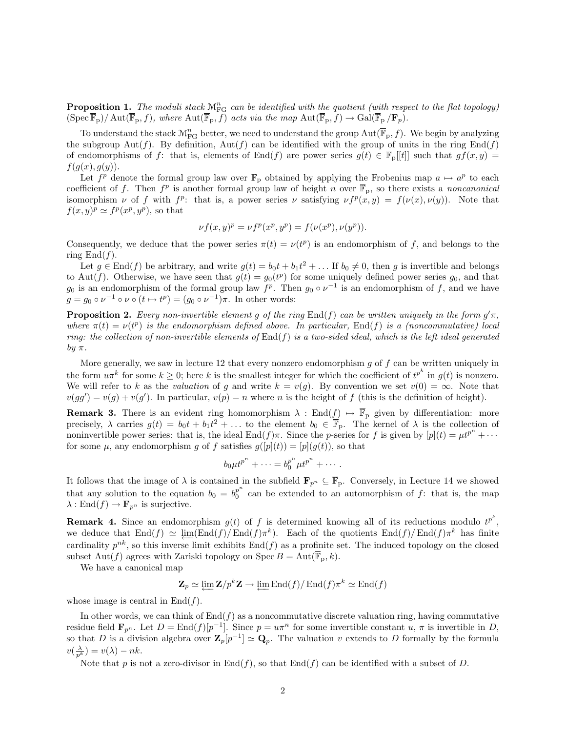**Proposition 1.** *The moduli stack $\mathcal{M}^n_{\mathrm{FG}}$ can be identified with the quotient (with respect to the flat topology) $(\operatorname{Spec} \overline{\mathbb{F}}_p)/\operatorname{Aut}(\overline{\mathbb{F}}_p, f)$, where $\operatorname{Aut}(\overline{\mathbb{F}}_p, f)$ acts via the map $\operatorname{Aut}(\overline{\mathbb{F}}_p, f) \to \operatorname{Gal}(\overline{\mathbb{F}}_p / \mathbf{F}_p)$.*

To understand the stack $\mathcal{M}^n_{\mathrm{FG}}$ better, we need to understand the group $\operatorname{Aut}(\overline{\mathbb{F}}_p, f)$. We begin by analyzing the subgroup $\operatorname{Aut}(f)$. By definition, $\operatorname{Aut}(f)$ can be identified with the group of units in the ring $\operatorname{End}(f)$ of endomorphisms of $f$: that is, elements of $\operatorname{End}(f)$ are power series $g(t) \in \overline{\mathbb{F}}_p[[t]]$ such that $gf(x, y) = f(g(x), g(y))$.

Let $f^p$ denote the formal group law over $\overline{\mathbb{F}}_p$ obtained by applying the Frobenius map $a \mapsto a^p$ to each coefficient of $f$. Then $f^p$ is another formal group law of height $n$ over $\overline{\mathbb{F}}_p$, so there exists a *noncanonical* isomorphism $\nu$ of $f$ with $f^p$: that is, a power series $\nu$ satisfying $\nu f^p(x, y) = f(\nu(x), \nu(y))$. Note that $f(x, y)^p \simeq f^p(x^p, y^p)$, so that

$$\nu f(x, y)^p = \nu f^p(x^p, y^p) = f(\nu(x^p), \nu(y^p)).$$

Consequently, we deduce that the power series $\pi(t) = \nu(t^p)$ is an endomorphism of $f$, and belongs to the ring $\operatorname{End}(f)$.

Let $g \in \operatorname{End}(f)$ be arbitrary, and write $g(t) = b_0 t + b_1 t^2 + \ldots$ If $b_0 \neq 0$, then $g$ is invertible and belongs to $\operatorname{Aut}(f)$. Otherwise, we have seen that $g(t) = g_0(t^p)$ for some uniquely defined power series $g_0$, and that $g_0$ is an endomorphism of the formal group law $f^p$. Then $g_0 \circ \nu^{-1}$ is an endomorphism of $f$, and we have $g = g_0 \circ \nu^{-1} \circ \nu \circ (t \mapsto t^p) = (g_0 \circ \nu^{-1})\pi$. In other words:

**Proposition 2.** *Every non-invertible element $g$ of the ring $\operatorname{End}(f)$ can be written uniquely in the form $g'\pi$, where $\pi(t) = \nu(t^p)$ is the endomorphism defined above. In particular, $\operatorname{End}(f)$ is a (noncommutative) local ring: the collection of non-invertible elements of $\operatorname{End}(f)$ is a two-sided ideal, which is the left ideal generated by $\pi$.*

More generally, we saw in lecture 12 that every nonzero endomorphism $g$ of $f$ can be written uniquely in the form $u\pi^k$ for some $k \geq 0$; here $k$ is the smallest integer for which the coefficient of $t^{p^k}$ in $g(t)$ is nonzero. We will refer to $k$ as the *valuation* of $g$ and write $k = v(g)$. By convention we set $v(0) = \infty$. Note that $v(gg') = v(g) + v(g')$. In particular, $v(p) = n$ where $n$ is the height of $f$ (this is the definition of height).

**Remark 3.** There is an evident ring homomorphism $\lambda : \operatorname{End}(f) \mapsto \overline{\mathbb{F}}_p$ given by differentiation: more precisely, $\lambda$ carries $g(t) = b_0 t + b_1 t^2 + \ldots$ to the element $b_0 \in \overline{\mathbb{F}}_p$. The kernel of $\lambda$ is the collection of noninvertible power series: that is, the ideal $\operatorname{End}(f)\pi$. Since the $p$-series for $f$ is given by $[p](t) = \mu t^{p^n} + \cdots$ for some $\mu$, any endomorphism $g$ of $f$ satisfies $g([p](t)) = [p](g(t))$, so that

$$b_0 \mu t^{p^n} + \cdots = b_0^{p^n} \mu t^{p^n} + \cdots.$$

It follows that the image of $\lambda$ is contained in the subfield $\mathbf{F}_{p^n} \subseteq \overline{\mathbb{F}}_p$. Conversely, in Lecture 14 we showed that any solution to the equation $b_0 = b_0^{p^n}$ can be extended to an automorphism of $f$: that is, the map $\lambda : \operatorname{End}(f) \to \mathbf{F}_{p^n}$ is surjective.

**Remark 4.** Since an endomorphism $g(t)$ of $f$ is determined knowing all of its reductions modulo $t^{p^k}$, we deduce that $\operatorname{End}(f) \simeq \varprojlim(\operatorname{End}(f)/\operatorname{End}(f)\pi^k)$. Each of the quotients $\operatorname{End}(f)/\operatorname{End}(f)\pi^k$ has finite cardinality $p^{nk}$, so this inverse limit exhibits $\operatorname{End}(f)$ as a profinite set. The induced topology on the closed subset $\operatorname{Aut}(f)$ agrees with Zariski topology on $\operatorname{Spec} B = \operatorname{Aut}(\overline{\mathbb{F}}_p, k)$.

We have a canonical map

$$\mathbf{Z}_p \simeq \varprojlim \mathbf{Z}/p^k\mathbf{Z} \to \varprojlim \operatorname{End}(f)/\operatorname{End}(f)\pi^k \simeq \operatorname{End}(f)$$

whose image is central in $\operatorname{End}(f)$.

In other words, we can think of $\operatorname{End}(f)$ as a noncommutative discrete valuation ring, having commutative residue field $\mathbf{F}_{p^n}$. Let $D = \operatorname{End}(f)[p^{-1}]$. Since $p = u\pi^n$ for some invertible constant $u$, $\pi$ is invertible in $D$, so that $D$ is a division algebra over $\mathbf{Z}_p[p^{-1}] \simeq \mathbf{Q}_p$. The valuation $v$ extends to $D$ formally by the formula $v(\frac{\lambda}{p^k}) = v(\lambda) - nk$.

Note that $p$ is not a zero-divisor in $\operatorname{End}(f)$, so that $\operatorname{End}(f)$ can be identified with a subset of $D$.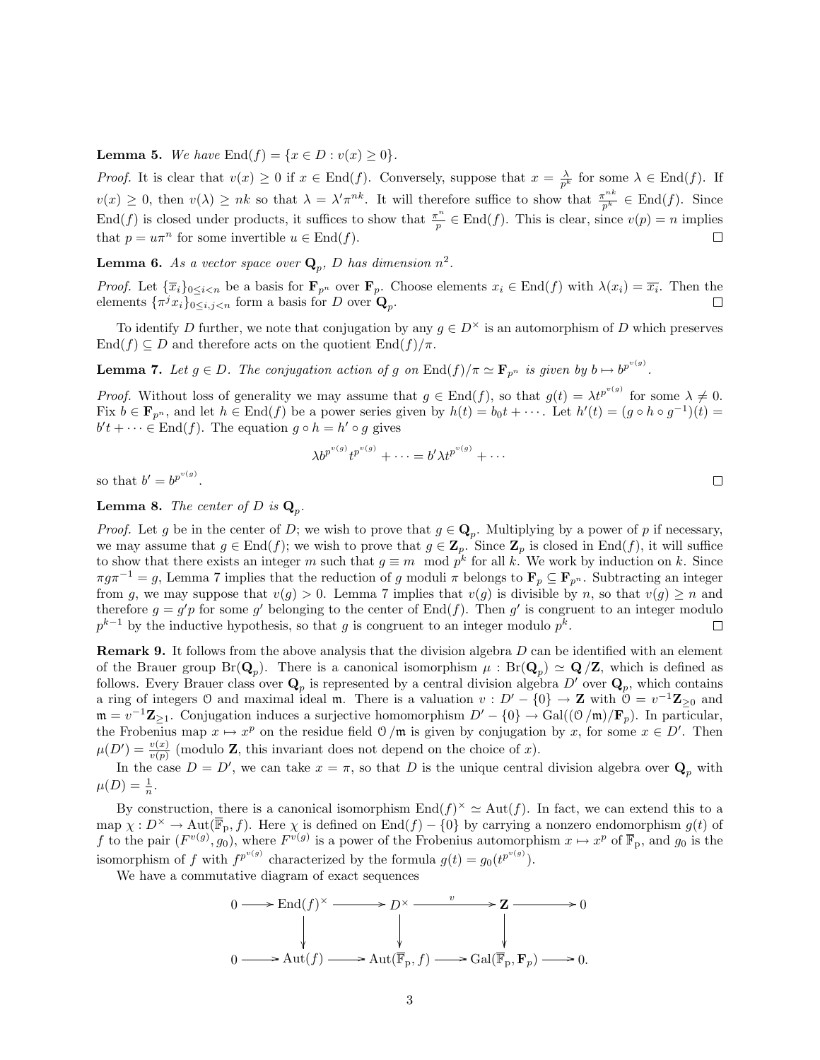**Lemma 5.** *We have* $\mathrm{End}(f) = \{x \in D : v(x) \geq 0\}$.

*Proof.* It is clear that $v(x) \geq 0$ if $x \in \mathrm{End}(f)$. Conversely, suppose that $x = \frac{\lambda}{p^k}$ for some $\lambda \in \mathrm{End}(f)$. If $v(x) \geq 0$, then $v(\lambda) \geq nk$ so that $\lambda = \lambda' \pi^{nk}$. It will therefore suffice to show that $\frac{\pi^{nk}}{p^k} \in \mathrm{End}(f)$. Since $\mathrm{End}(f)$ is closed under products, it suffices to show that $\frac{\pi^n}{p} \in \mathrm{End}(f)$. This is clear, since $v(p) = n$ implies that $p = u\pi^n$ for some invertible $u \in \mathrm{End}(f)$. □

**Lemma 6.** *As a vector space over* $\mathbf{Q}_p$*,* $D$ *has dimension* $n^2$*.*

*Proof.* Let $\{\overline{x}_i\}_{0 \leq i < n}$ be a basis for $\mathbf{F}_{p^n}$ over $\mathbf{F}_p$. Choose elements $x_i \in \mathrm{End}(f)$ with $\lambda(x_i) = \overline{x_i}$. Then the elements $\{\pi^j x_i\}_{0 \leq i,j < n}$ form a basis for $D$ over $\mathbf{Q}_p$. □

To identify $D$ further, we note that conjugation by any $g \in D^\times$ is an automorphism of $D$ which preserves $\mathrm{End}(f) \subseteq D$ and therefore acts on the quotient $\mathrm{End}(f)/\pi$.

**Lemma 7.** *Let* $g \in D$*. The conjugation action of* $g$ *on* $\mathrm{End}(f)/\pi \simeq \mathbf{F}_{p^n}$ *is given by* $b \mapsto b^{p^{v(g)}}$*.*

*Proof.* Without loss of generality we may assume that $g \in \mathrm{End}(f)$, so that $g(t) = \lambda t^{p^{v(g)}}$ for some $\lambda \neq 0$. Fix $b \in \mathbf{F}_{p^n}$, and let $h \in \mathrm{End}(f)$ be a power series given by $h(t) = b_0 t + \cdots$. Let $h'(t) = (g \circ h \circ g^{-1})(t) = b' t + \cdots \in \mathrm{End}(f)$. The equation $g \circ h = h' \circ g$ gives

$$\lambda b^{p^{v(g)}} t^{p^{v(g)}} + \cdots = b' \lambda t^{p^{v(g)}} + \cdots$$

so that $b' = b^{p^{v(g)}}$. □

**Lemma 8.** *The center of* $D$ *is* $\mathbf{Q}_p$*.*

*Proof.* Let $g$ be in the center of $D$; we wish to prove that $g \in \mathbf{Q}_p$. Multiplying by a power of $p$ if necessary, we may assume that $g \in \mathrm{End}(f)$; we wish to prove that $g \in \mathbf{Z}_p$. Since $\mathbf{Z}_p$ is closed in $\mathrm{End}(f)$, it will suffice to show that there exists an integer $m$ such that $g \equiv m \mod p^k$ for all $k$. We work by induction on $k$. Since $\pi g \pi^{-1} = g$, Lemma 7 implies that the reduction of $g$ moduli $\pi$ belongs to $\mathbf{F}_p \subseteq \mathbf{F}_{p^n}$. Subtracting an integer from $g$, we may suppose that $v(g) > 0$. Lemma 7 implies that $v(g)$ is divisible by $n$, so that $v(g) \geq n$ and therefore $g = g' p$ for some $g'$ belonging to the center of $\mathrm{End}(f)$. Then $g'$ is congruent to an integer modulo $p^{k-1}$ by the inductive hypothesis, so that $g$ is congruent to an integer modulo $p^k$. □

**Remark 9.** It follows from the above analysis that the division algebra $D$ can be identified with an element of the Brauer group $\mathrm{Br}(\mathbf{Q}_p)$. There is a canonical isomorphism $\mu : \mathrm{Br}(\mathbf{Q}_p) \simeq \mathbf{Q}/\mathbf{Z}$, which is defined as follows. Every Brauer class over $\mathbf{Q}_p$ is represented by a central division algebra $D'$ over $\mathbf{Q}_p$, which contains a ring of integers $\mathcal{O}$ and maximal ideal $\mathfrak{m}$. There is a valuation $v : D' - \{0\} \to \mathbf{Z}$ with $\mathcal{O} = v^{-1}\mathbf{Z}_{\geq 0}$ and $\mathfrak{m} = v^{-1}\mathbf{Z}_{\geq 1}$. Conjugation induces a surjective homomorphism $D' - \{0\} \to \mathrm{Gal}((\mathcal{O}/\mathfrak{m})/\mathbf{F}_p)$. In particular, the Frobenius map $x \mapsto x^p$ on the residue field $\mathcal{O}/\mathfrak{m}$ is given by conjugation by $x$, for some $x \in D'$. Then $\mu(D') = \frac{v(x)}{v(p)}$ (modulo $\mathbf{Z}$, this invariant does not depend on the choice of $x$).

In the case $D = D'$, we can take $x = \pi$, so that $D$ is the unique central division algebra over $\mathbf{Q}_p$ with $\mu(D) = \frac{1}{n}$.

By construction, there is a canonical isomorphism $\mathrm{End}(f)^\times \simeq \mathrm{Aut}(f)$. In fact, we can extend this to a map $\chi : D^\times \to \mathrm{Aut}(\overline{\mathbb{F}}_p, f)$. Here $\chi$ is defined on $\mathrm{End}(f) - \{0\}$ by carrying a nonzero endomorphism $g(t)$ of $f$ to the pair $(F^{v(g)}, g_0)$, where $F^{v(g)}$ is a power of the Frobenius automorphism $x \mapsto x^p$ of $\overline{\mathbb{F}}_p$, and $g_0$ is the isomorphism of $f$ with $f^{p^{v(g)}}$ characterized by the formula $g(t) = g_0(t^{p^{v(g)}})$.

We have a commutative diagram of exact sequences

$$\begin{array}{ccccccccc}
0 & \longrightarrow & \mathrm{End}(f)^\times & \longrightarrow & D^\times & \xrightarrow{v} & \mathbf{Z} & \longrightarrow & 0 \\
 & & \downarrow & & \downarrow & & \downarrow & & \\
0 & \longrightarrow & \mathrm{Aut}(f) & \longrightarrow & \mathrm{Aut}(\overline{\mathbb{F}}_p, f) & \longrightarrow & \mathrm{Gal}(\overline{\mathbb{F}}_p, \mathbf{F}_p) & \longrightarrow & 0.
\end{array}$$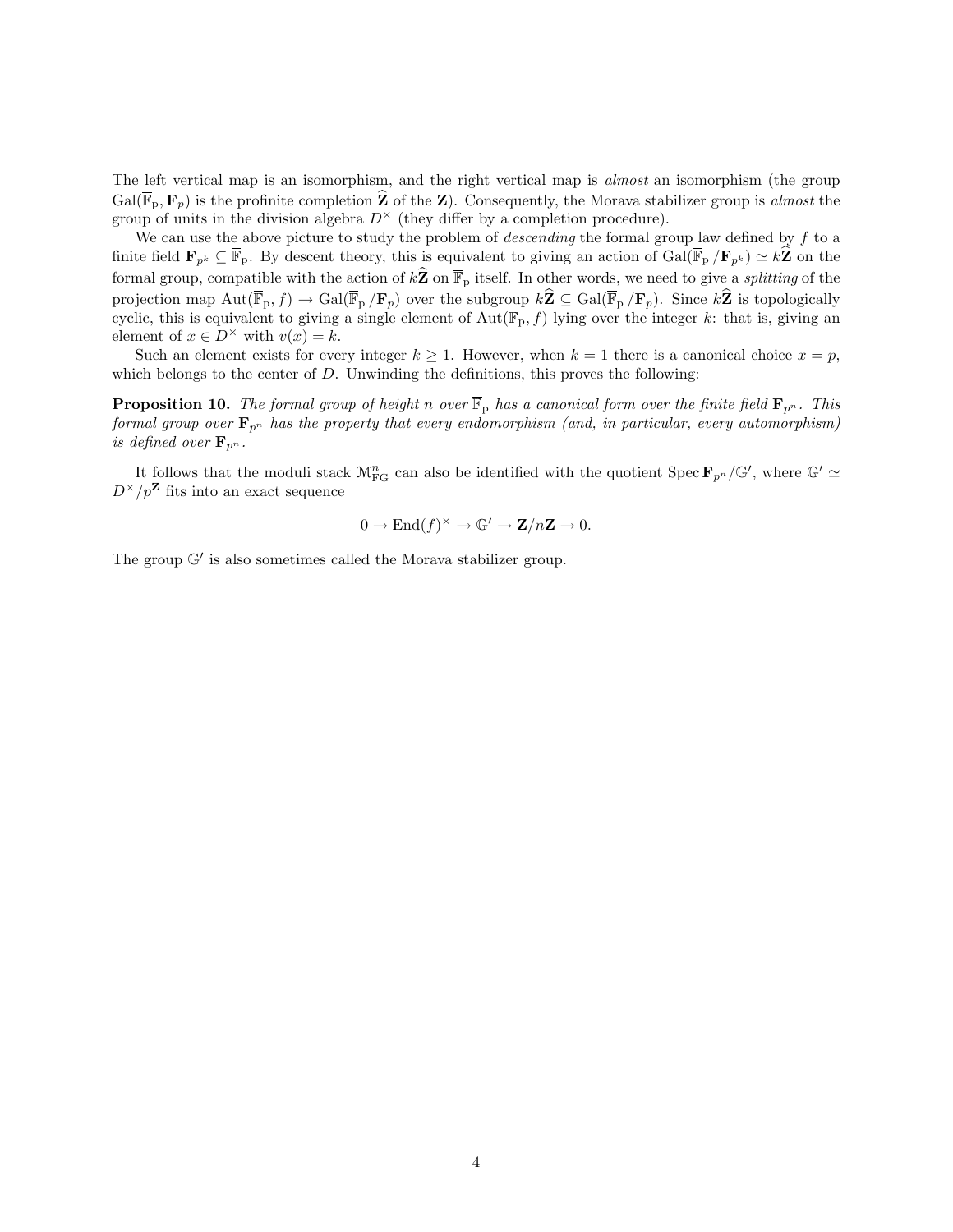The left vertical map is an isomorphism, and the right vertical map is *almost* an isomorphism (the group $\mathrm{Gal}(\overline{\mathbb{F}}_p, \mathbf{F}_p)$ is the profinite completion $\widehat{\mathbf{Z}}$ of the $\mathbf{Z}$). Consequently, the Morava stabilizer group is *almost* the group of units in the division algebra $D^\times$ (they differ by a completion procedure).

We can use the above picture to study the problem of *descending* the formal group law defined by $f$ to a finite field $\mathbf{F}_{p^k} \subseteq \overline{\mathbb{F}}_p$. By descent theory, this is equivalent to giving an action of $\mathrm{Gal}(\overline{\mathbb{F}}_p / \mathbf{F}_{p^k}) \simeq k\widehat{\mathbf{Z}}$ on the formal group, compatible with the action of $k\widehat{\mathbf{Z}}$ on $\overline{\mathbb{F}}_p$ itself. In other words, we need to give a *splitting* of the projection map $\mathrm{Aut}(\overline{\mathbb{F}}_p, f) \rightarrow \mathrm{Gal}(\overline{\mathbb{F}}_p / \mathbf{F}_p)$ over the subgroup $k\widehat{\mathbf{Z}} \subseteq \mathrm{Gal}(\overline{\mathbb{F}}_p / \mathbf{F}_p)$. Since $k\widehat{\mathbf{Z}}$ is topologically cyclic, this is equivalent to giving a single element of $\mathrm{Aut}(\overline{\mathbb{F}}_p, f)$ lying over the integer $k$: that is, giving an element of $x \in D^\times$ with $v(x) = k$.

Such an element exists for every integer $k \geq 1$. However, when $k = 1$ there is a canonical choice $x = p$, which belongs to the center of $D$. Unwinding the definitions, this proves the following:

**Proposition 10.** *The formal group of height $n$ over $\overline{\mathbb{F}}_p$ has a canonical form over the finite field $\mathbf{F}_{p^n}$. This formal group over $\mathbf{F}_{p^n}$ has the property that every endomorphism (and, in particular, every automorphism) is defined over $\mathbf{F}_{p^n}$.*

It follows that the moduli stack $\mathcal{M}_{\mathrm{FG}}^n$ can also be identified with the quotient $\mathrm{Spec}\, \mathbf{F}_{p^n} / \mathbb{G}'$, where $\mathbb{G}' \simeq D^\times / p^{\mathbf{Z}}$ fits into an exact sequence

$$0 \rightarrow \mathrm{End}(f)^\times \rightarrow \mathbb{G}' \rightarrow \mathbf{Z}/n\mathbf{Z} \rightarrow 0.$$

The group $\mathbb{G}'$ is also sometimes called the Morava stabilizer group.